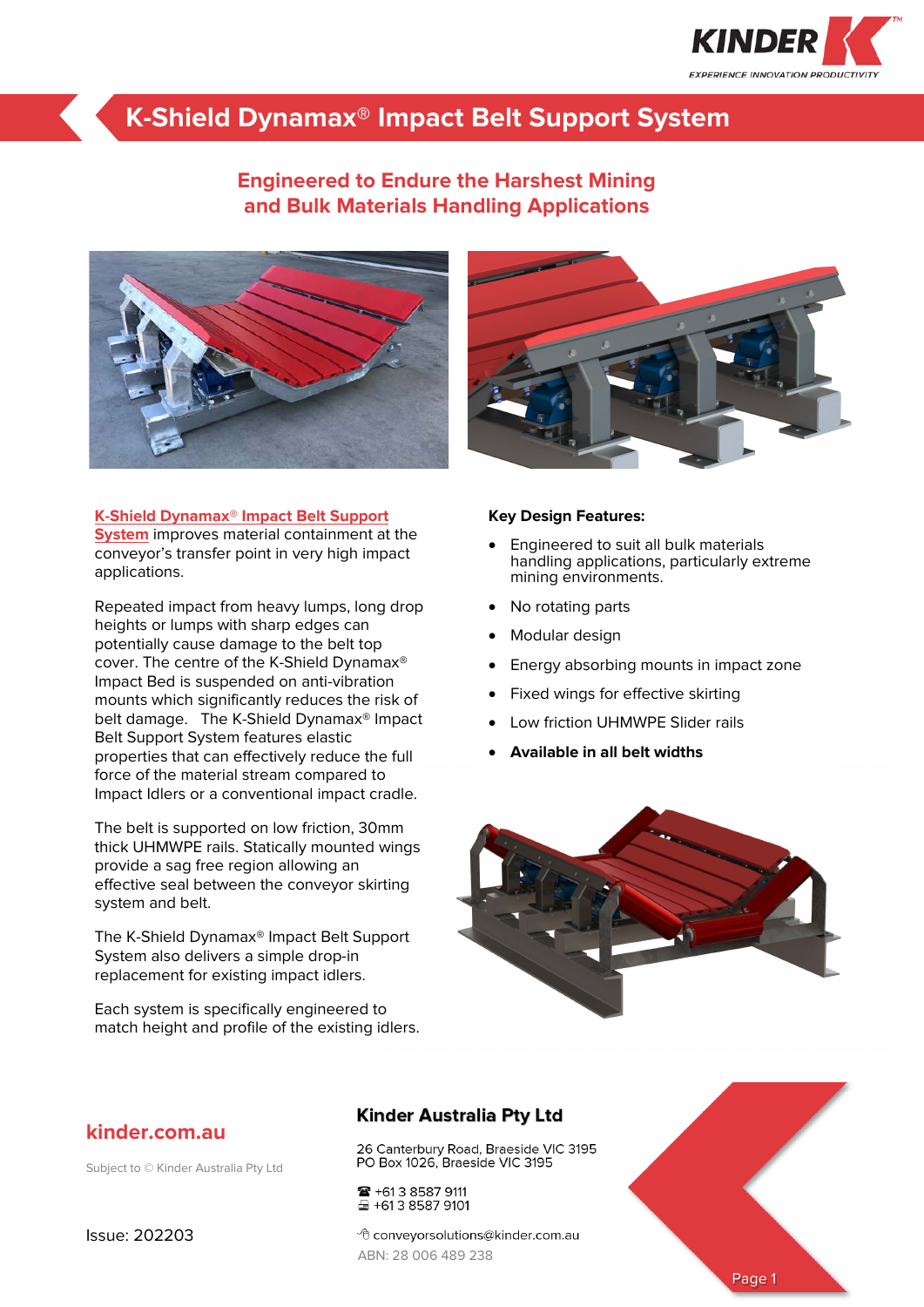# K-Shield Dynamax® Impact Belt Support System

## Engineered to Endure the Harshest Mining and Bulk Materials Handling Applications

**K-Shield Dynamax® Impact Belt Support System** improves material containment at the conveyor's transfer point in very high impact applications.

Repeated impact from heavy lumps, long drop heights or lumps with sharp edges can potentially cause damage to the belt top cover. The centre of the K-Shield Dynamax® Impact Bed is suspended on anti-vibration mounts which significantly reduces the risk of belt damage. The K-Shield Dynamax® Impact Belt Support System features elastic properties that can effectively reduce the full force of the material stream compared to Impact Idlers or a conventional impact cradle.

The belt is supported on low friction, 30mm thick UHMWPE rails. Statically mounted wings provide a sag free region allowing an effective seal between the conveyor skirting system and belt.

The K-Shield Dynamax® Impact Belt Support System also delivers a simple drop-in replacement for existing impact idlers.

Each system is specifically engineered to match height and profile of the existing idlers.

**Key Design Features:**

- Engineered to suit all bulk materials handling applications, particularly extreme mining environments.
- No rotating parts
- Modular design
- Energy absorbing mounts in impact zone
- Fixed wings for effective skirting
- Low friction UHMWPE Slider rails
- **Available in all belt widths**

**kinder.com.au**

Subject to © Kinder Australia Pty Ltd

Issue: 202203

**Kinder Australia Pty Ltd**

26 Canterbury Road, Braeside VIC 3195
PO Box 1026, Braeside VIC 3195

☎ +61 3 8587 9111
+61 3 8587 9101

conveyorsolutions@kinder.com.au
ABN: 28 006 489 238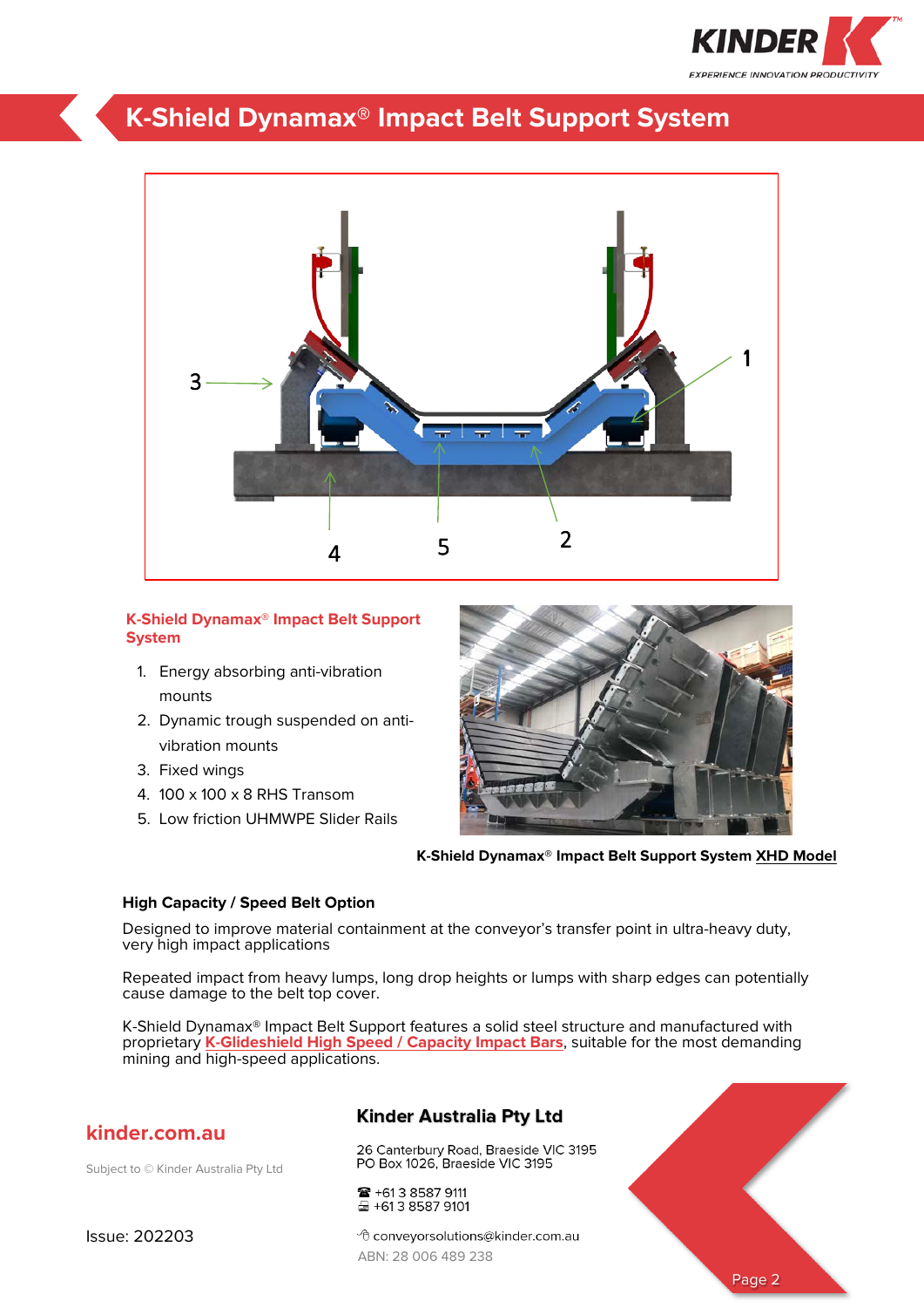# K-Shield Dynamax® Impact Belt Support System

3

1

4

5

2

**K-Shield Dynamax® Impact Belt Support System**

1. Energy absorbing anti-vibration mounts
2. Dynamic trough suspended on anti-vibration mounts
3. Fixed wings
4. 100 x 100 x 8 RHS Transom
5. Low friction UHMWPE Slider Rails

**K-Shield Dynamax® Impact Belt Support System XHD Model**

### High Capacity / Speed Belt Option

Designed to improve material containment at the conveyor's transfer point in ultra-heavy duty, very high impact applications

Repeated impact from heavy lumps, long drop heights or lumps with sharp edges can potentially cause damage to the belt top cover.

K-Shield Dynamax® Impact Belt Support features a solid steel structure and manufactured with proprietary K-Glideshield High Speed / Capacity Impact Bars, suitable for the most demanding mining and high-speed applications.

**kinder.com.au**

Subject to © Kinder Australia Pty Ltd

Issue: 202203

**Kinder Australia Pty Ltd**

26 Canterbury Road, Braeside VIC 3195
PO Box 1026, Braeside VIC 3195

☎ +61 3 8587 9111
+61 3 8587 9101

conveyorsolutions@kinder.com.au

ABN: 28 006 489 238